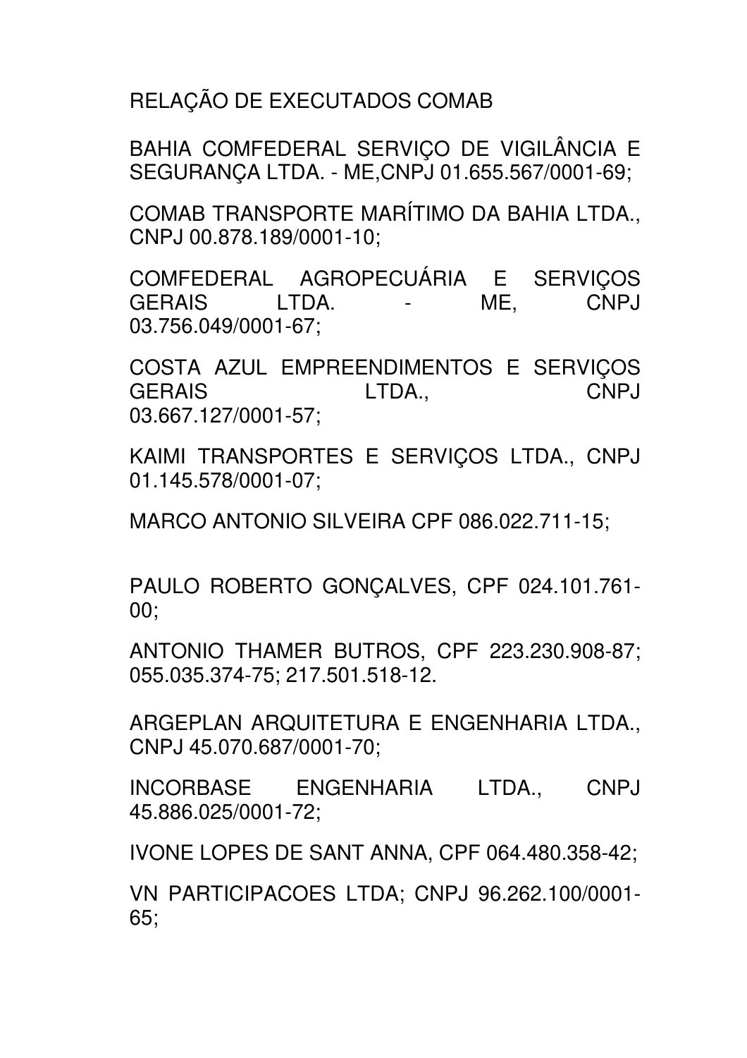RELAÇÃO DE EXECUTADOS COMAB

BAHIA COMFEDERAL SERVIÇO DE VIGILÂNCIA E SEGURANÇA LTDA. - ME,CNPJ 01.655.567/0001-69;

COMAB TRANSPORTE MARÍTIMO DA BAHIA LTDA., CNPJ 00.878.189/0001-10;

COMFEDERAL AGROPECUÁRIA E SERVIÇOS GERAIS LTDA. - ME, CNPJ 03.756.049/0001-67;

COSTA AZUL EMPREENDIMENTOS E SERVIÇOS GERAIS LTDA., CNPJ 03.667.127/0001-57;

KAIMI TRANSPORTES E SERVIÇOS LTDA., CNPJ 01.145.578/0001-07;

MARCO ANTONIO SILVEIRA CPF 086.022.711-15;

PAULO ROBERTO GONÇALVES, CPF 024.101.761-00;

ANTONIO THAMER BUTROS, CPF 223.230.908-87; 055.035.374-75; 217.501.518-12.

ARGEPLAN ARQUITETURA E ENGENHARIA LTDA., CNPJ 45.070.687/0001-70;

INCORBASE ENGENHARIA LTDA., CNPJ 45.886.025/0001-72;

IVONE LOPES DE SANT ANNA, CPF 064.480.358-42;

VN PARTICIPACOES LTDA; CNPJ 96.262.100/0001-65;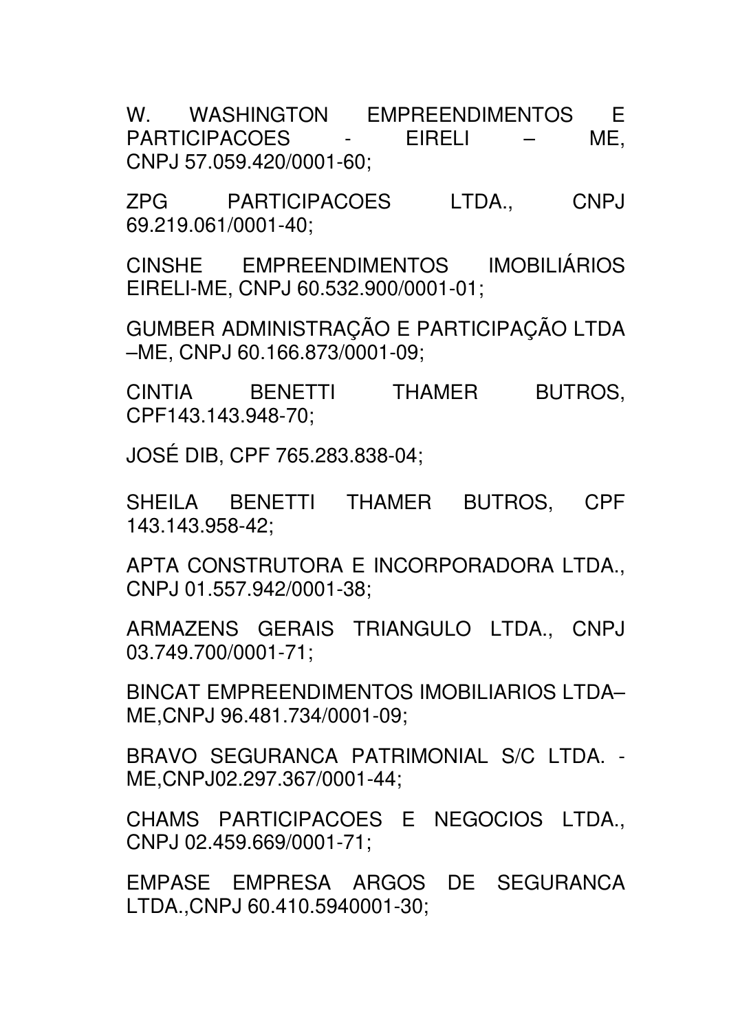W. WASHINGTON EMPREENDIMENTOS E PARTICIPACOES - EIRELI – ME, CNPJ 57.059.420/0001-60;

ZPG PARTICIPACOES LTDA., CNPJ 69.219.061/0001-40;

CINSHE EMPREENDIMENTOS IMOBILIÁRIOS EIRELI-ME, CNPJ 60.532.900/0001-01;

GUMBER ADMINISTRAÇÃO E PARTICIPAÇÃO LTDA –ME, CNPJ 60.166.873/0001-09;

CINTIA BENETTI THAMER BUTROS, CPF143.143.948-70;

JOSÉ DIB, CPF 765.283.838-04;

SHEILA BENETTI THAMER BUTROS, CPF 143.143.958-42;

APTA CONSTRUTORA E INCORPORADORA LTDA., CNPJ 01.557.942/0001-38;

ARMAZENS GERAIS TRIANGULO LTDA., CNPJ 03.749.700/0001-71;

BINCAT EMPREENDIMENTOS IMOBILIARIOS LTDA– ME,CNPJ 96.481.734/0001-09;

BRAVO SEGURANCA PATRIMONIAL S/C LTDA. - ME,CNPJ02.297.367/0001-44;

CHAMS PARTICIPACOES E NEGOCIOS LTDA., CNPJ 02.459.669/0001-71;

EMPASE EMPRESA ARGOS DE SEGURANCA LTDA.,CNPJ 60.410.5940001-30;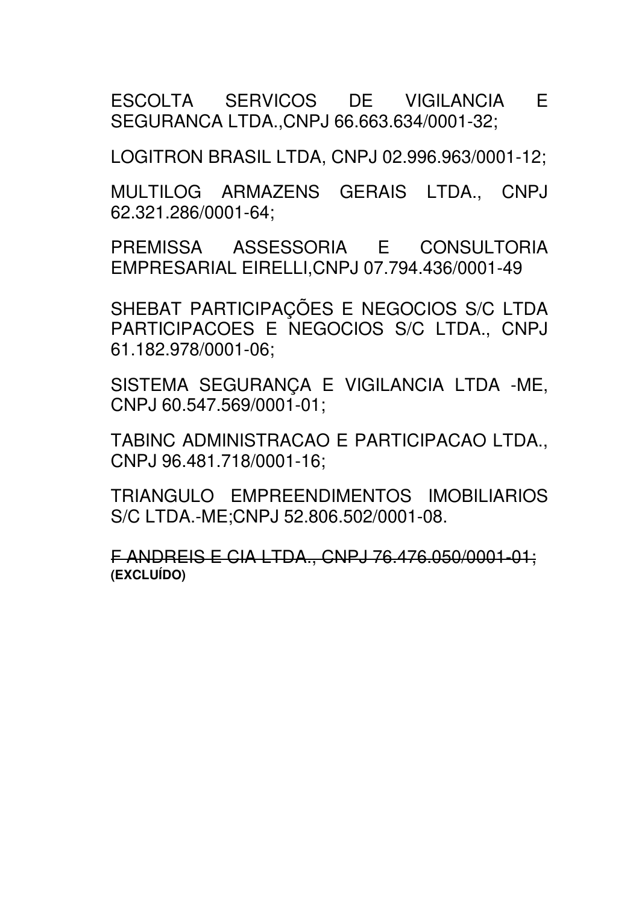ESCOLTA SERVICOS DE VIGILANCIA E SEGURANCA LTDA.,CNPJ 66.663.634/0001-32;

LOGITRON BRASIL LTDA, CNPJ 02.996.963/0001-12;

MULTILOG ARMAZENS GERAIS LTDA., CNPJ 62.321.286/0001-64;

PREMISSA ASSESSORIA E CONSULTORIA EMPRESARIAL EIRELLI,CNPJ 07.794.436/0001-49

SHEBAT PARTICIPAÇÕES E NEGOCIOS S/C LTDA PARTICIPACOES E NEGOCIOS S/C LTDA., CNPJ 61.182.978/0001-06;

SISTEMA SEGURANÇA E VIGILANCIA LTDA -ME, CNPJ 60.547.569/0001-01;

TABINC ADMINISTRACAO E PARTICIPACAO LTDA., CNPJ 96.481.718/0001-16;

TRIANGULO EMPREENDIMENTOS IMOBILIARIOS S/C LTDA.-ME;CNPJ 52.806.502/0001-08.

~~F ANDREIS E CIA LTDA., CNPJ 76.476.050/0001-01;~~ **(EXCLUÍDO)**